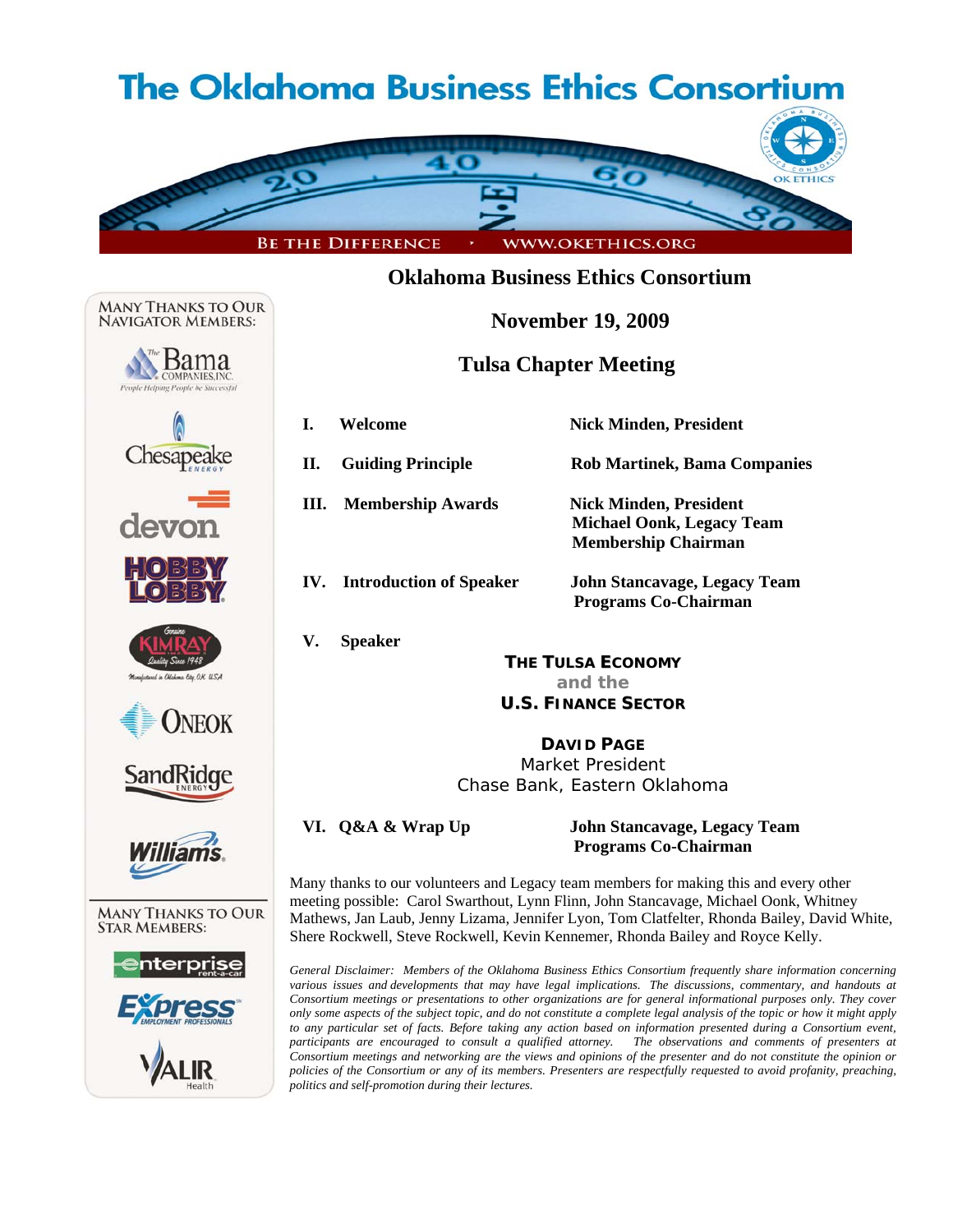# The Oklahoma Business Ethics Consortium

BE THE DIFFERENCE • WWW.OKETHICS.ORG

## Oklahoma Business Ethics Consortium

### November 19, 2009

### Tulsa Chapter Meeting

| | | |
|---|---|---|
| **I.** | **Welcome** | **Nick Minden, President** |
| **II.** | **Guiding Principle** | **Rob Martinek, Bama Companies** |
| **III.** | **Membership Awards** | **Nick Minden, President**<br>**Michael Oonk, Legacy Team Membership Chairman** |
| **IV.** | **Introduction of Speaker** | **John Stancavage, Legacy Team Programs Co-Chairman** |
| **V.** | **Speaker** | |

**THE TULSA ECONOMY**
**and the**
**U.S. FINANCE SECTOR**

**DAVID PAGE**
Market President
Chase Bank, Eastern Oklahoma

| | | |
|---|---|---|
| **VI.** | **Q&A & Wrap Up** | **John Stancavage, Legacy Team Programs Co-Chairman** |

Many thanks to our volunteers and Legacy team members for making this and every other meeting possible: Carol Swarthout, Lynn Flinn, John Stancavage, Michael Oonk, Whitney Mathews, Jan Laub, Jenny Lizama, Jennifer Lyon, Tom Clatfelter, Rhonda Bailey, David White, Shere Rockwell, Steve Rockwell, Kevin Kennemer, Rhonda Bailey and Royce Kelly.

*General Disclaimer: Members of the Oklahoma Business Ethics Consortium frequently share information concerning various issues and developments that may have legal implications. The discussions, commentary, and handouts at Consortium meetings or presentations to other organizations are for general informational purposes only. They cover only some aspects of the subject topic, and do not constitute a complete legal analysis of the topic or how it might apply to any particular set of facts. Before taking any action based on information presented during a Consortium event, participants are encouraged to consult a qualified attorney. The observations and comments of presenters at Consortium meetings and networking are the views and opinions of the presenter and do not constitute the opinion or policies of the Consortium or any of its members. Presenters are respectfully requested to avoid profanity, preaching, politics and self-promotion during their lectures.*

MANY THANKS TO OUR NAVIGATOR MEMBERS:

- The Bama Companies, Inc. — People Helping People be Successful
- Chesapeake Energy
- devon
- Hobby Lobby
- Kimray — Genuine, Quality Since 1948, Manufactured in Oklahoma City, OK USA
- ONEOK
- SandRidge Energy
- Williams

MANY THANKS TO OUR STAR MEMBERS:

- enterprise rent-a-car
- Express Employment Professionals
- Valir Health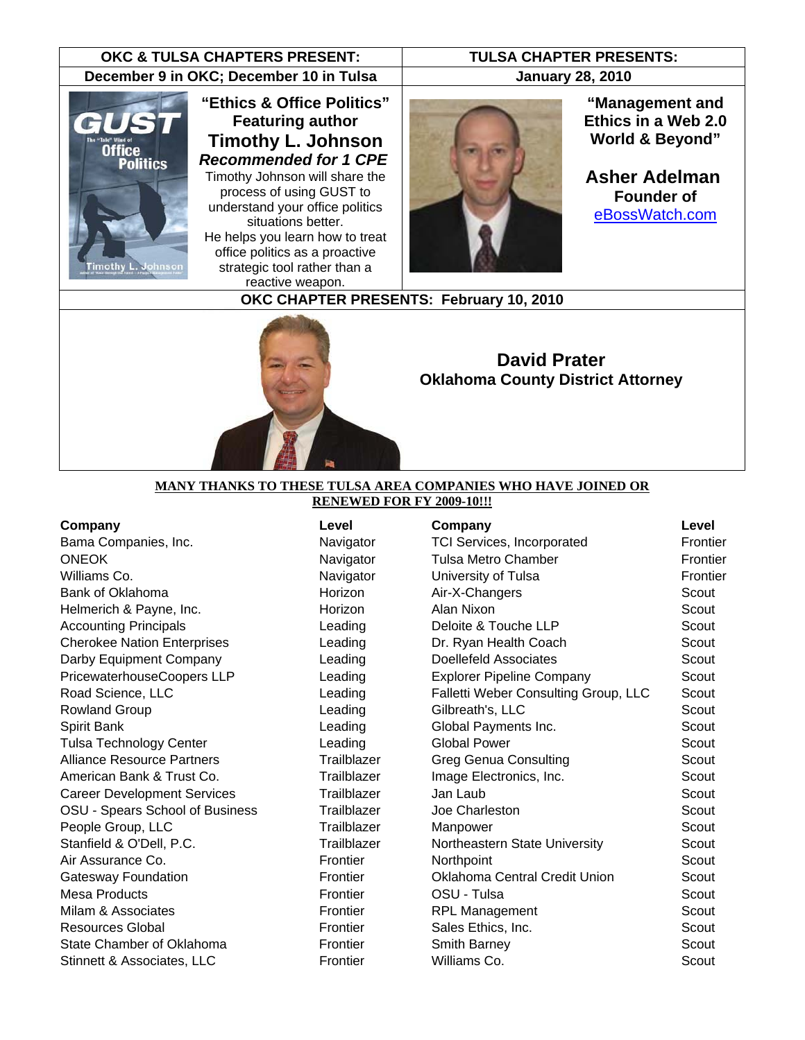| OKC & TULSA CHAPTERS PRESENT: | TULSA CHAPTER PRESENTS: |
|---|---|
| December 9 in OKC; December 10 in Tulsa | January 28, 2010 |
| **"Ethics & Office Politics"** **Featuring author** **Timothy L. Johnson** ***Recommended for 1 CPE*** Timothy Johnson will share the process of using GUST to understand your office politics situations better. He helps you learn how to treat office politics as a proactive strategic tool rather than a reactive weapon. | **"Management and Ethics in a Web 2.0 World & Beyond"** **Asher Adelman** **Founder of** eBossWatch.com |

**OKC CHAPTER PRESENTS: February 10, 2010**

**David Prater**
**Oklahoma County District Attorney**

**MANY THANKS TO THESE TULSA AREA COMPANIES WHO HAVE JOINED OR RENEWED FOR FY 2009-10!!!**

| Company | Level | Company | Level |
|---|---|---|---|
| Bama Companies, Inc. | Navigator | TCI Services, Incorporated | Frontier |
| ONEOK | Navigator | Tulsa Metro Chamber | Frontier |
| Williams Co. | Navigator | University of Tulsa | Frontier |
| Bank of Oklahoma | Horizon | Air-X-Changers | Scout |
| Helmerich & Payne, Inc. | Horizon | Alan Nixon | Scout |
| Accounting Principals | Leading | Deloite & Touche LLP | Scout |
| Cherokee Nation Enterprises | Leading | Dr. Ryan Health Coach | Scout |
| Darby Equipment Company | Leading | Doellefeld Associates | Scout |
| PricewaterhouseCoopers LLP | Leading | Explorer Pipeline Company | Scout |
| Road Science, LLC | Leading | Falletti Weber Consulting Group, LLC | Scout |
| Rowland Group | Leading | Gilbreath's, LLC | Scout |
| Spirit Bank | Leading | Global Payments Inc. | Scout |
| Tulsa Technology Center | Leading | Global Power | Scout |
| Alliance Resource Partners | Trailblazer | Greg Genua Consulting | Scout |
| American Bank & Trust Co. | Trailblazer | Image Electronics, Inc. | Scout |
| Career Development Services | Trailblazer | Jan Laub | Scout |
| OSU - Spears School of Business | Trailblazer | Joe Charleston | Scout |
| People Group, LLC | Trailblazer | Manpower | Scout |
| Stanfield & O'Dell, P.C. | Trailblazer | Northeastern State University | Scout |
| Air Assurance Co. | Frontier | Northpoint | Scout |
| Gatesway Foundation | Frontier | Oklahoma Central Credit Union | Scout |
| Mesa Products | Frontier | OSU - Tulsa | Scout |
| Milam & Associates | Frontier | RPL Management | Scout |
| Resources Global | Frontier | Sales Ethics, Inc. | Scout |
| State Chamber of Oklahoma | Frontier | Smith Barney | Scout |
| Stinnett & Associates, LLC | Frontier | Williams Co. | Scout |